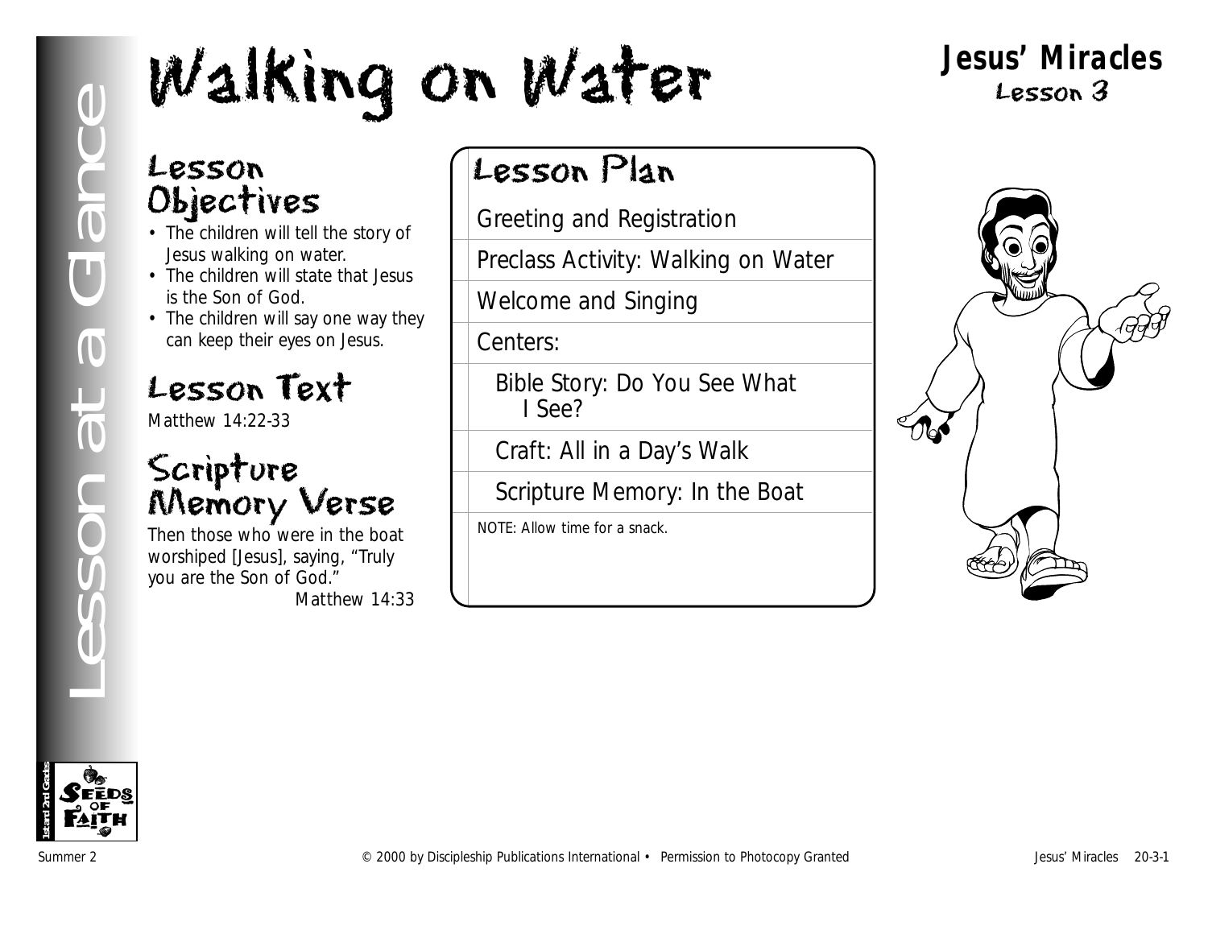# Walking on Water

**Jesus' Miracles**
Lesson 3

Lesson at a Glance

## Lesson Objectives

- The children will tell the story of Jesus walking on water.
- The children will state that Jesus is the Son of God.
- The children will say one way they can keep their eyes on Jesus.

## Lesson Text

Matthew 14:22-33

## Scripture Memory Verse

Then those who were in the boat worshiped [Jesus], saying, "Truly you are the Son of God."
Matthew 14:33

## Lesson Plan

- Greeting and Registration
- Preclass Activity: Walking on Water
- Welcome and Singing
- Centers:
  - Bible Story: Do You See What I See?
  - Craft: All in a Day's Walk
  - Scripture Memory: In the Boat

NOTE: Allow time for a snack.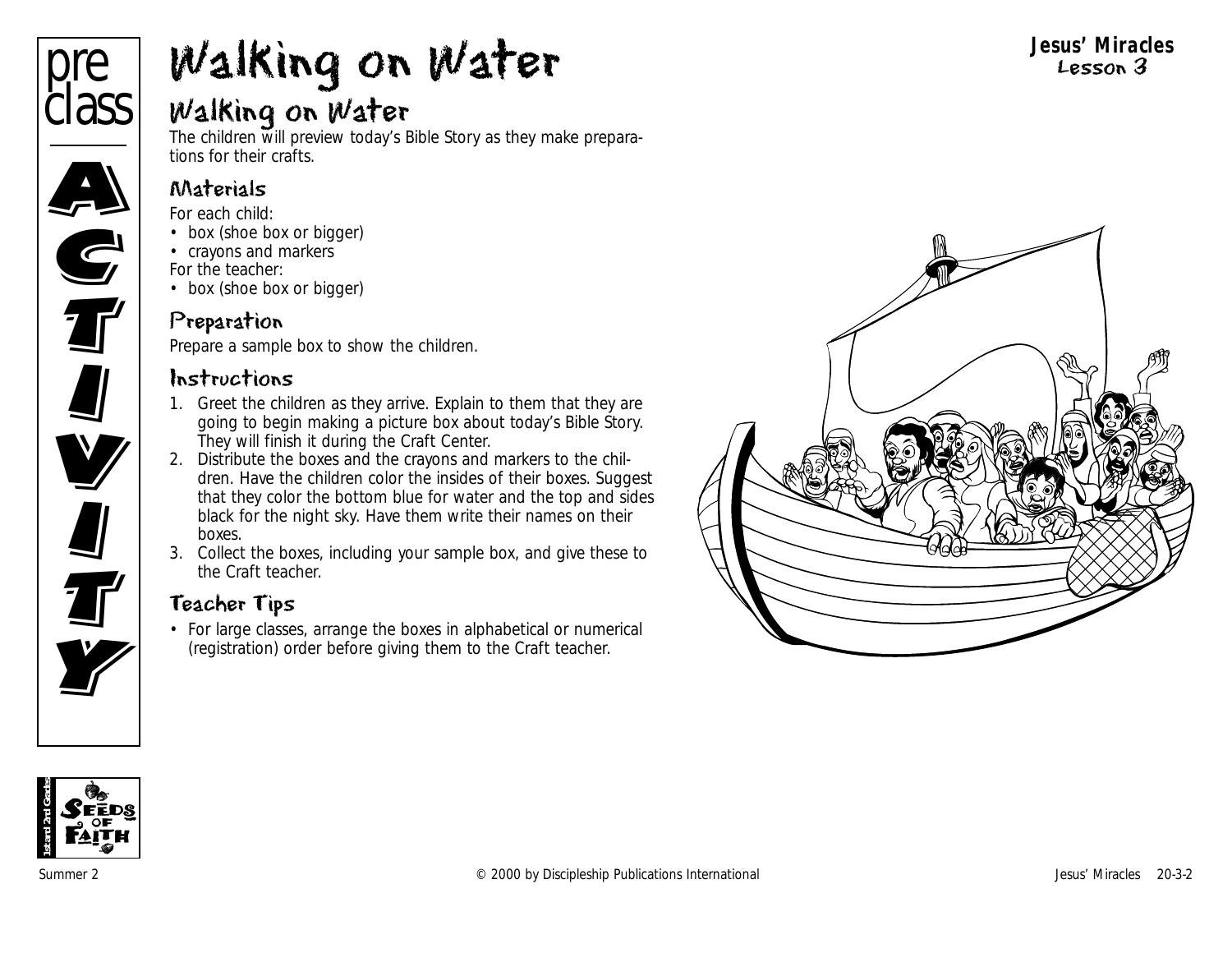# Walking on Water

## Walking on Water

The children will preview today's Bible Story as they make preparations for their crafts.

### Materials

For each child:

- box (shoe box or bigger)
- crayons and markers

For the teacher:

- box (shoe box or bigger)

### Preparation

Prepare a sample box to show the children.

### Instructions

1. Greet the children as they arrive. Explain to them that they are going to begin making a picture box about today's Bible Story. They will finish it during the Craft Center.
2. Distribute the boxes and the crayons and markers to the children. Have the children color the insides of their boxes. Suggest that they color the bottom blue for water and the top and sides black for the night sky. Have them write their names on their boxes.
3. Collect the boxes, including your sample box, and give these to the Craft teacher.

### Teacher Tips

- For large classes, arrange the boxes in alphabetical or numerical (registration) order before giving them to the Craft teacher.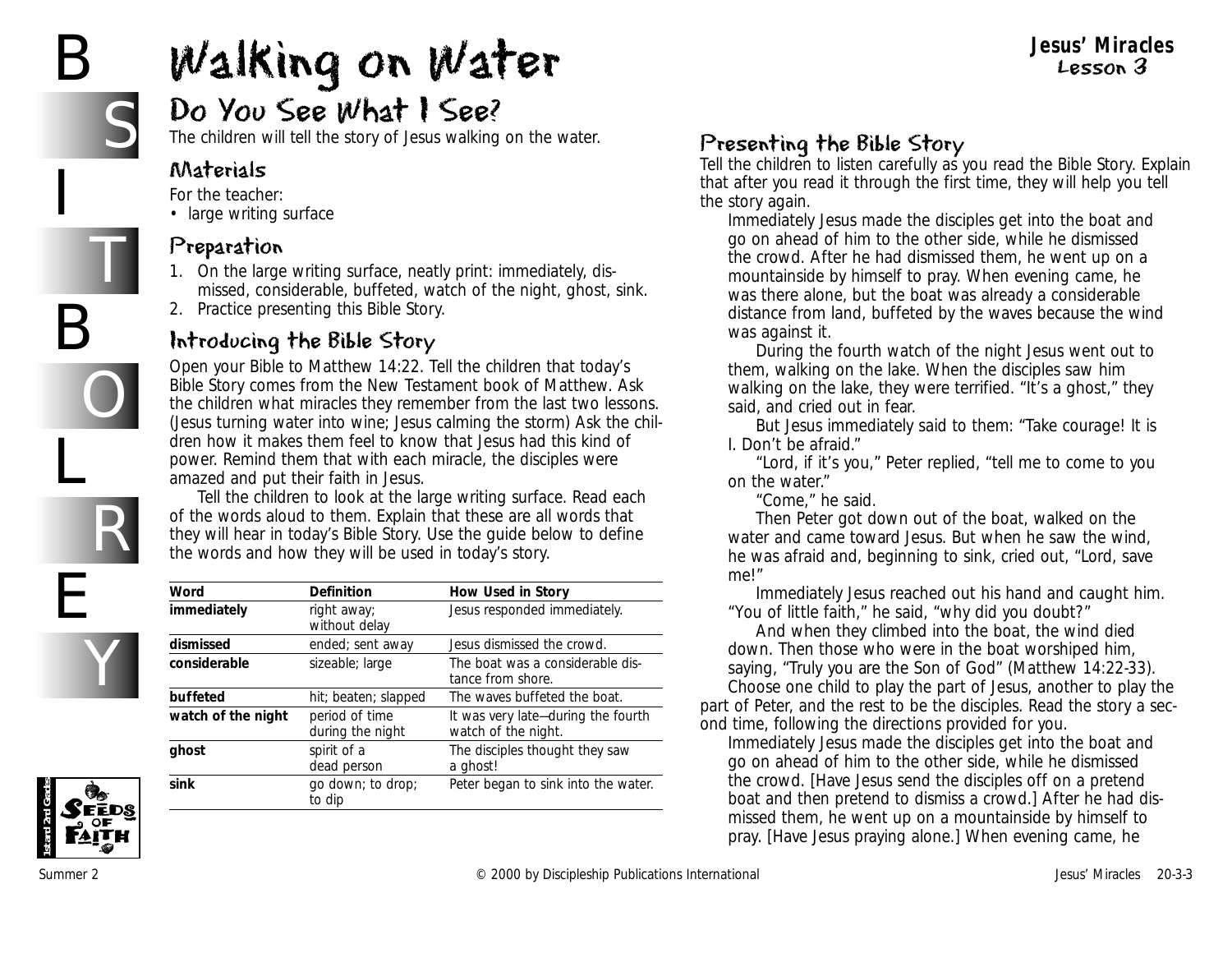# Walking on Water

## Do You See What I See?

The children will tell the story of Jesus walking on the water.

### Materials

For the teacher:

- large writing surface

### Preparation

1. On the large writing surface, neatly print: immediately, dismissed, considerable, buffeted, watch of the night, ghost, sink.
2. Practice presenting this Bible Story.

### Introducing the Bible Story

Open your Bible to Matthew 14:22. Tell the children that today's Bible Story comes from the New Testament book of Matthew. Ask the children what miracles they remember from the last two lessons. (Jesus turning water into wine; Jesus calming the storm) Ask the children how it makes them feel to know that Jesus had this kind of power. Remind them that with each miracle, the disciples were amazed and put their faith in Jesus.

Tell the children to look at the large writing surface. Read each of the words aloud to them. Explain that these are all words that they will hear in today's Bible Story. Use the guide below to define the words and how they will be used in today's story.

| Word | Definition | How Used in Story |
|---|---|---|
| immediately | right away; without delay | Jesus responded immediately. |
| dismissed | ended; sent away | Jesus dismissed the crowd. |
| considerable | sizeable; large | The boat was a considerable distance from shore. |
| buffeted | hit; beaten; slapped | The waves buffeted the boat. |
| watch of the night | period of time during the night | It was very late—during the fourth watch of the night. |
| ghost | spirit of a dead person | The disciples thought they saw a ghost! |
| sink | go down; to drop; to dip | Peter began to sink into the water. |

### Presenting the Bible Story

Tell the children to listen carefully as you read the Bible Story. Explain that after you read it through the first time, they will help you tell the story again.

Immediately Jesus made the disciples get into the boat and go on ahead of him to the other side, while he dismissed the crowd. After he had dismissed them, he went up on a mountainside by himself to pray. When evening came, he was there alone, but the boat was already a considerable distance from land, buffeted by the waves because the wind was against it.

During the fourth watch of the night Jesus went out to them, walking on the lake. When the disciples saw him walking on the lake, they were terrified. "It's a ghost," they said, and cried out in fear.

But Jesus immediately said to them: "Take courage! It is I. Don't be afraid."

"Lord, if it's you," Peter replied, "tell me to come to you on the water."

"Come," he said.

Then Peter got down out of the boat, walked on the water and came toward Jesus. But when he saw the wind, he was afraid and, beginning to sink, cried out, "Lord, save me!"

Immediately Jesus reached out his hand and caught him. "You of little faith," he said, "why did you doubt?"

And when they climbed into the boat, the wind died down. Then those who were in the boat worshiped him, saying, "Truly you are the Son of God" (Matthew 14:22-33).

Choose one child to play the part of Jesus, another to play the part of Peter, and the rest to be the disciples. Read the story a second time, following the directions provided for you.

Immediately Jesus made the disciples get into the boat and go on ahead of him to the other side, while he dismissed the crowd. [Have Jesus send the disciples off on a pretend boat and then pretend to dismiss a crowd.] After he had dismissed them, he went up on a mountainside by himself to pray. [Have Jesus praying alone.] When evening came, he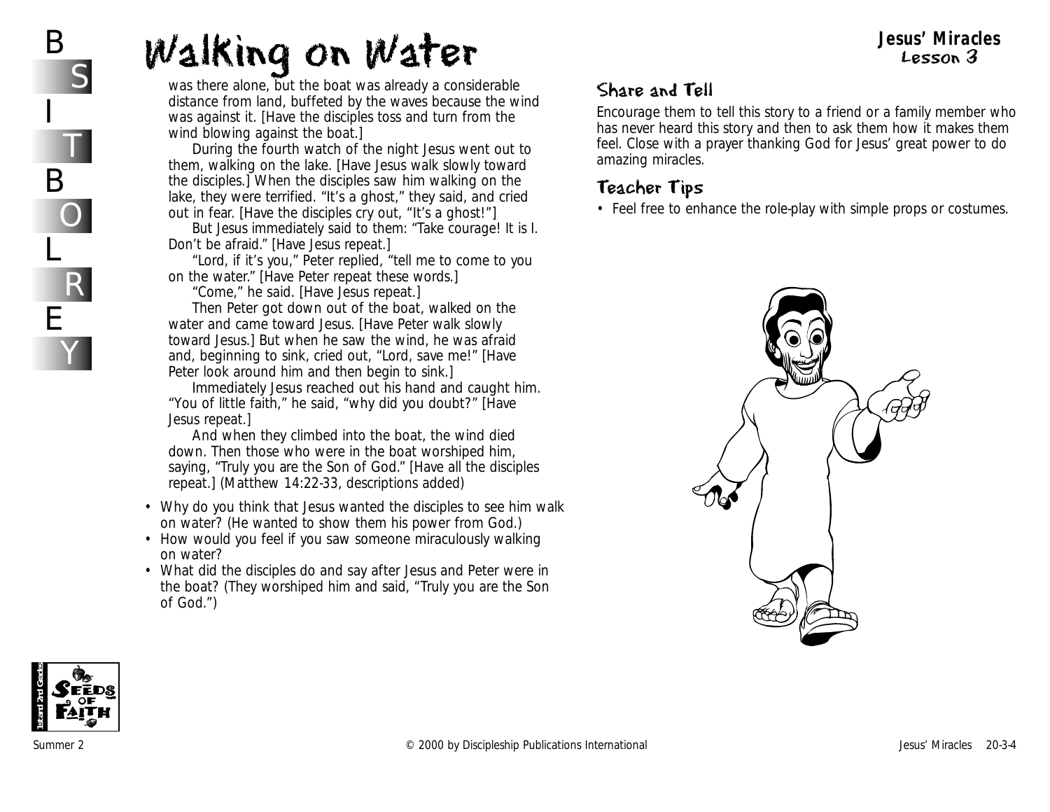# Walking on Water

**Jesus' Miracles**
**Lesson 3**

was there alone, but the boat was already a considerable distance from land, buffeted by the waves because the wind was against it. [Have the disciples toss and turn from the wind blowing against the boat.]

During the fourth watch of the night Jesus went out to them, walking on the lake. [Have Jesus walk slowly toward the disciples.] When the disciples saw him walking on the lake, they were terrified. "It's a ghost," they said, and cried out in fear. [Have the disciples cry out, "It's a ghost!"]

But Jesus immediately said to them: "Take courage! It is I. Don't be afraid." [Have Jesus repeat.]

"Lord, if it's you," Peter replied, "tell me to come to you on the water." [Have Peter repeat these words.]

"Come," he said. [Have Jesus repeat.]

Then Peter got down out of the boat, walked on the water and came toward Jesus. [Have Peter walk slowly toward Jesus.] But when he saw the wind, he was afraid and, beginning to sink, cried out, "Lord, save me!" [Have Peter look around him and then begin to sink.]

Immediately Jesus reached out his hand and caught him. "You of little faith," he said, "why did you doubt?" [Have Jesus repeat.]

And when they climbed into the boat, the wind died down. Then those who were in the boat worshiped him, saying, "Truly you are the Son of God." [Have all the disciples repeat.] (Matthew 14:22-33, descriptions added)

- Why do you think that Jesus wanted the disciples to see him walk on water? (He wanted to show them his power from God.)
- How would you feel if you saw someone miraculously walking on water?
- What did the disciples do and say after Jesus and Peter were in the boat? (They worshiped him and said, "Truly you are the Son of God.")

## Share and Tell

Encourage them to tell this story to a friend or a family member who has never heard this story and then to ask them how it makes them feel. Close with a prayer thanking God for Jesus' great power to do amazing miracles.

## Teacher Tips

- Feel free to enhance the role-play with simple props or costumes.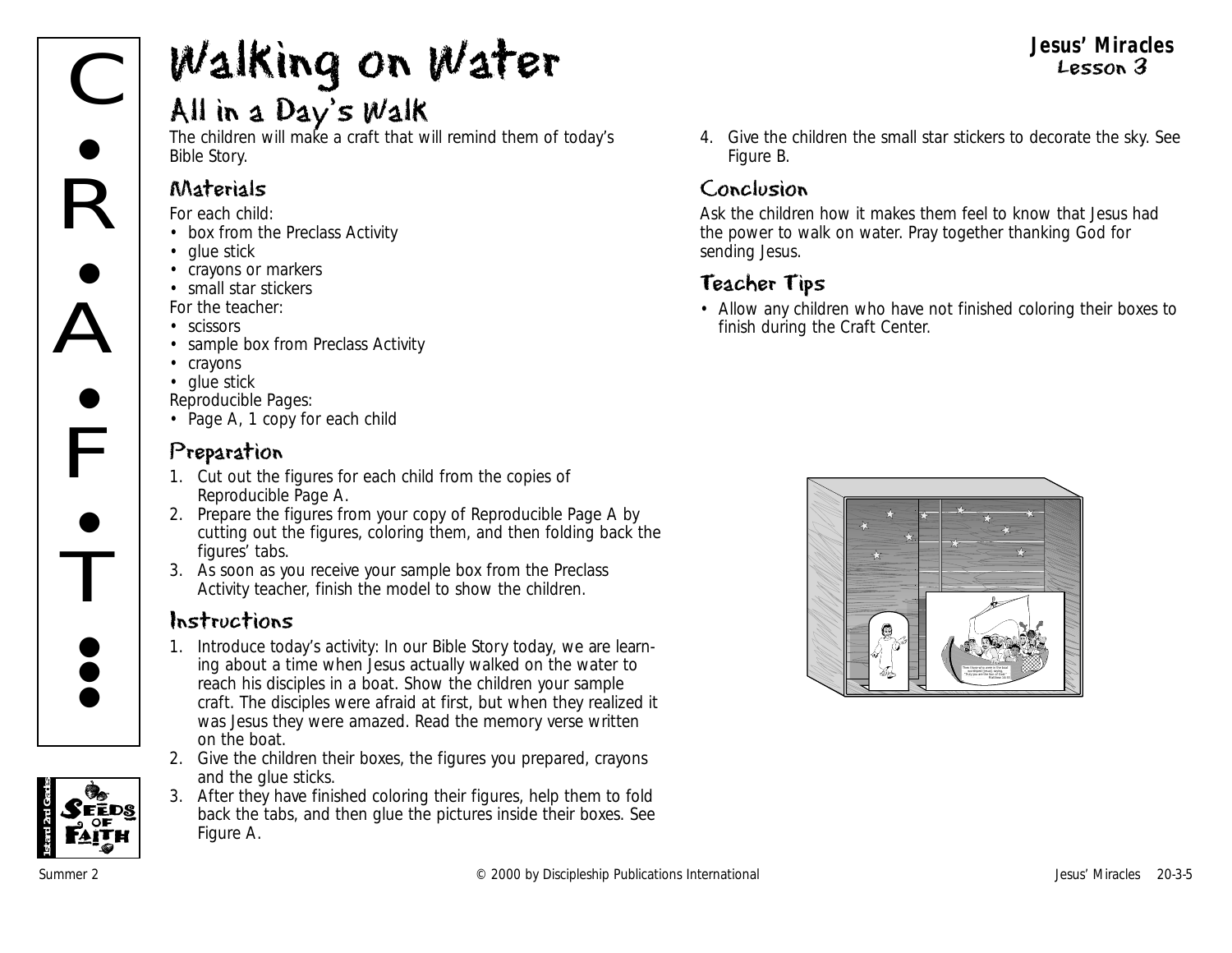# Walking on Water

## All in a Day's Walk

The children will make a craft that will remind them of today's Bible Story.

### Materials

For each child:

- box from the Preclass Activity
- glue stick
- crayons or markers
- small star stickers

For the teacher:

- scissors
- sample box from Preclass Activity
- crayons
- glue stick

Reproducible Pages:

- Page A, 1 copy for each child

### Preparation

1. Cut out the figures for each child from the copies of Reproducible Page A.
2. Prepare the figures from your copy of Reproducible Page A by cutting out the figures, coloring them, and then folding back the figures' tabs.
3. As soon as you receive your sample box from the Preclass Activity teacher, finish the model to show the children.

### Instructions

1. Introduce today's activity: In our Bible Story today, we are learning about a time when Jesus actually walked on the water to reach his disciples in a boat. Show the children your sample craft. The disciples were afraid at first, but when they realized it was Jesus they were amazed. Read the memory verse written on the boat.
2. Give the children their boxes, the figures you prepared, crayons and the glue sticks.
3. After they have finished coloring their figures, help them to fold back the tabs, and then glue the pictures inside their boxes. See Figure A.
4. Give the children the small star stickers to decorate the sky. See Figure B.

### Conclusion

Ask the children how it makes them feel to know that Jesus had the power to walk on water. Pray together thanking God for sending Jesus.

### Teacher Tips

- Allow any children who have not finished coloring their boxes to finish during the Craft Center.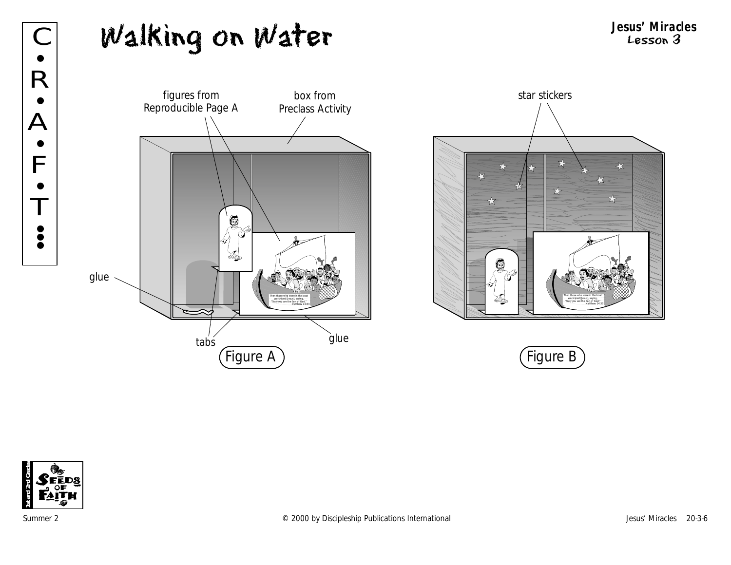# Walking on Water

figures from Reproducible Page A

box from Preclass Activity

glue

tabs

glue

Then those who were in the boat worshiped [Jesus], saying, "Truly you are the Son of God." Matthew 14:33

Figure A

star stickers

Then those who were in the boat worshiped [Jesus], saying, "Truly you are the Son of God." Matthew 14:33

Figure B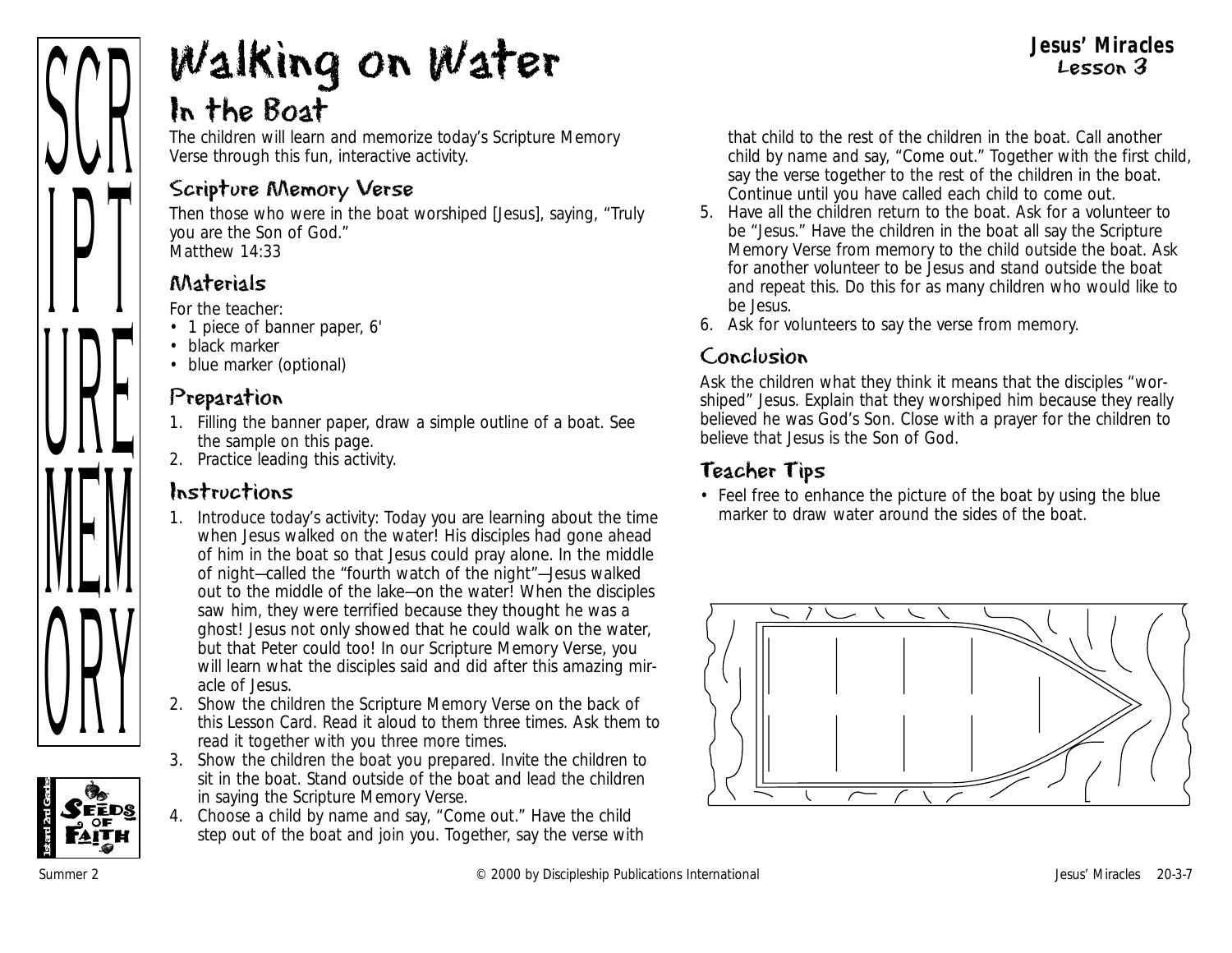# Walking on Water

**Jesus' Miracles**
**Lesson 3**

## In the Boat

The children will learn and memorize today's Scripture Memory Verse through this fun, interactive activity.

### Scripture Memory Verse

Then those who were in the boat worshiped [Jesus], saying, "Truly you are the Son of God."
Matthew 14:33

### Materials

For the teacher:

- 1 piece of banner paper, 6'
- black marker
- blue marker (optional)

### Preparation

1. Filling the banner paper, draw a simple outline of a boat. See the sample on this page.
2. Practice leading this activity.

### Instructions

1. Introduce today's activity: Today you are learning about the time when Jesus walked on the water! His disciples had gone ahead of him in the boat so that Jesus could pray alone. In the middle of night—called the "fourth watch of the night"—Jesus walked out to the middle of the lake—on the water! When the disciples saw him, they were terrified because they thought he was a ghost! Jesus not only showed that he could walk on the water, but that Peter could too! In our Scripture Memory Verse, you will learn what the disciples said and did after this amazing miracle of Jesus.
2. Show the children the Scripture Memory Verse on the back of this Lesson Card. Read it aloud to them three times. Ask them to read it together with you three more times.
3. Show the children the boat you prepared. Invite the children to sit in the boat. Stand outside of the boat and lead the children in saying the Scripture Memory Verse.
4. Choose a child by name and say, "Come out." Have the child step out of the boat and join you. Together, say the verse with that child to the rest of the children in the boat. Call another child by name and say, "Come out." Together with the first child, say the verse together to the rest of the children in the boat. Continue until you have called each child to come out.
5. Have all the children return to the boat. Ask for a volunteer to be "Jesus." Have the children in the boat all say the Scripture Memory Verse from memory to the child outside the boat. Ask for another volunteer to be Jesus and stand outside the boat and repeat this. Do this for as many children who would like to be Jesus.
6. Ask for volunteers to say the verse from memory.

### Conclusion

Ask the children what they think it means that the disciples "worshiped" Jesus. Explain that they worshiped him because they really believed he was God's Son. Close with a prayer for the children to believe that Jesus is the Son of God.

### Teacher Tips

- Feel free to enhance the picture of the boat by using the blue marker to draw water around the sides of the boat.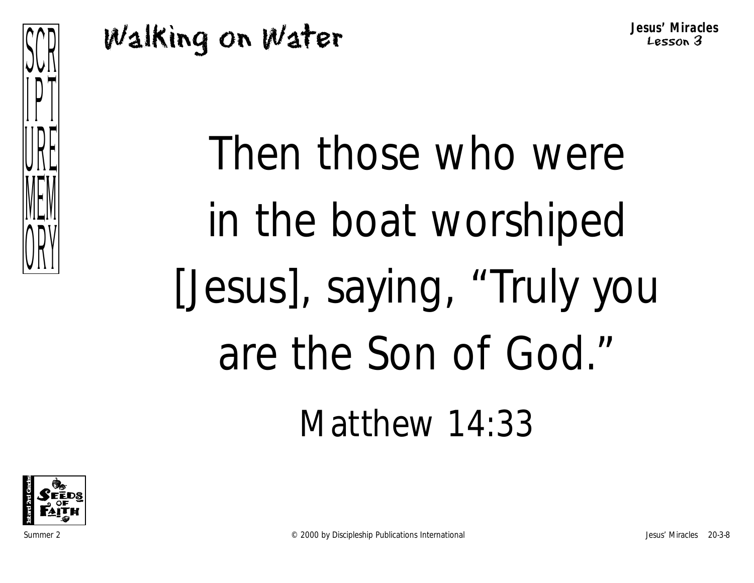# Walking on Water

SCRIPTURE MEMORY

Then those who were in the boat worshiped [Jesus], saying, “Truly you are the Son of God.”

Matthew 14:33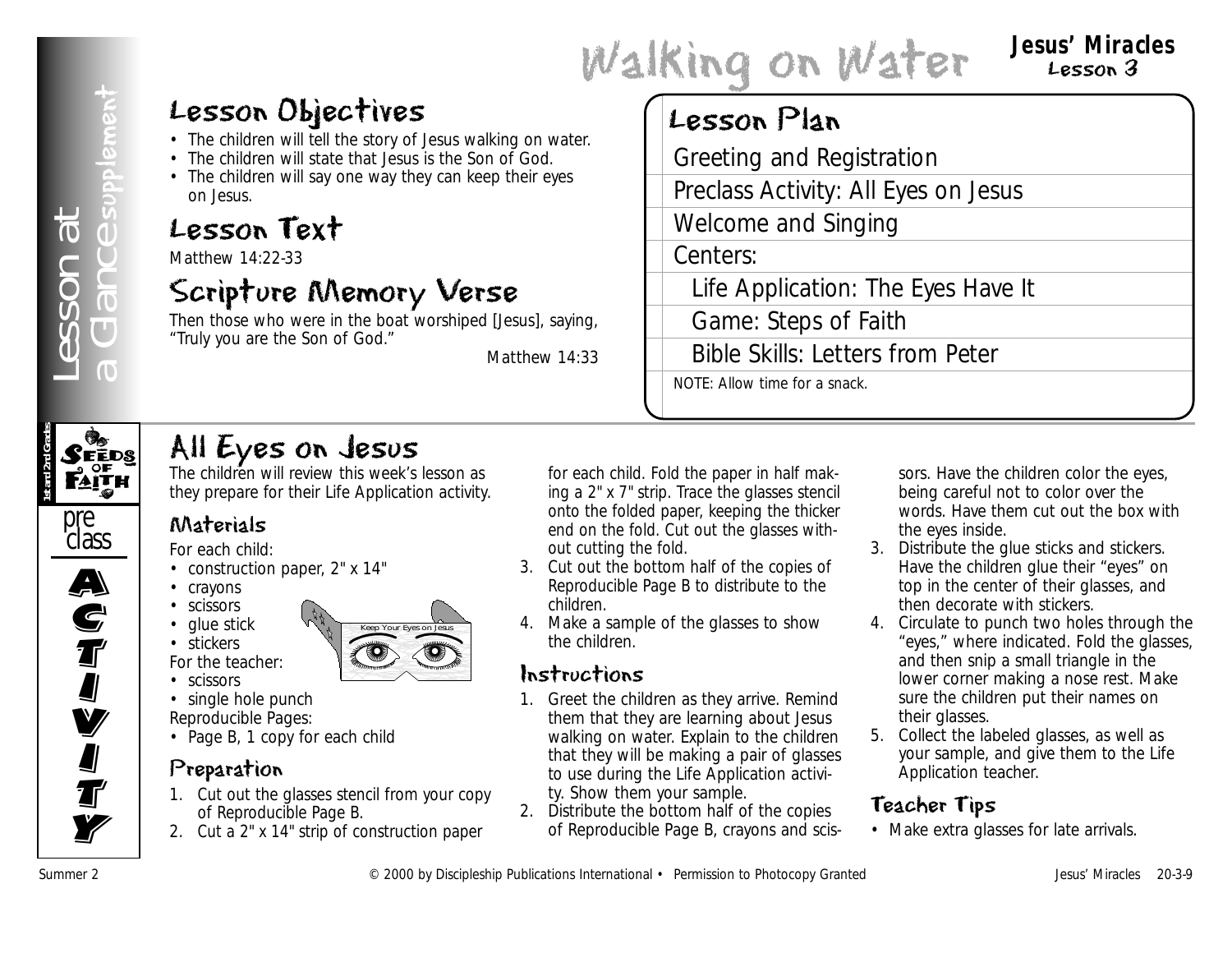# Walking on Water

**Jesus' Miracles**
Lesson 3

Lesson at a Glance supplement

## Lesson Objectives

- The children will tell the story of Jesus walking on water.
- The children will state that Jesus is the Son of God.
- The children will say one way they can keep their eyes on Jesus.

## Lesson Text

Matthew 14:22-33

## Scripture Memory Verse

Then those who were in the boat worshiped [Jesus], saying, "Truly you are the Son of God."

Matthew 14:33

## Lesson Plan

Greeting and Registration

Preclass Activity: All Eyes on Jesus

Welcome and Singing

Centers:

- Life Application: The Eyes Have It
- Game: Steps of Faith
- Bible Skills: Letters from Peter

NOTE: Allow time for a snack.

Seeds of Faith 1st and 2nd Grades

preclass ACTIVITY

## All Eyes on Jesus

The children will review this week's lesson as they prepare for their Life Application activity.

### Materials

For each child:

- construction paper, 2" x 14"
- crayons
- scissors
- glue stick
- stickers

For the teacher:

- scissors
- single hole punch

Reproducible Pages:

- Page B, 1 copy for each child

Keep Your Eyes on Jesus

### Preparation

1. Cut out the glasses stencil from your copy of Reproducible Page B.
2. Cut a 2" x 14" strip of construction paper for each child. Fold the paper in half making a 2" x 7" strip. Trace the glasses stencil onto the folded paper, keeping the thicker end on the fold. Cut out the glasses without cutting the fold.
3. Cut out the bottom half of the copies of Reproducible Page B to distribute to the children.
4. Make a sample of the glasses to show the children.

### Instructions

1. Greet the children as they arrive. Remind them that they are learning about Jesus walking on water. Explain to the children that they will be making a pair of glasses to use during the Life Application activity. Show them your sample.
2. Distribute the bottom half of the copies of Reproducible Page B, crayons and scissors. Have the children color the eyes, being careful not to color over the words. Have them cut out the box with the eyes inside.
3. Distribute the glue sticks and stickers. Have the children glue their "eyes" on top in the center of their glasses, and then decorate with stickers.
4. Circulate to punch two holes through the "eyes," where indicated. Fold the glasses, and then snip a small triangle in the lower corner making a nose rest. Make sure the children put their names on their glasses.
5. Collect the labeled glasses, as well as your sample, and give them to the Life Application teacher.

### Teacher Tips

- Make extra glasses for late arrivals.

Summer 2 © 2000 by Discipleship Publications International • Permission to Photocopy Granted Jesus' Miracles 20-3-9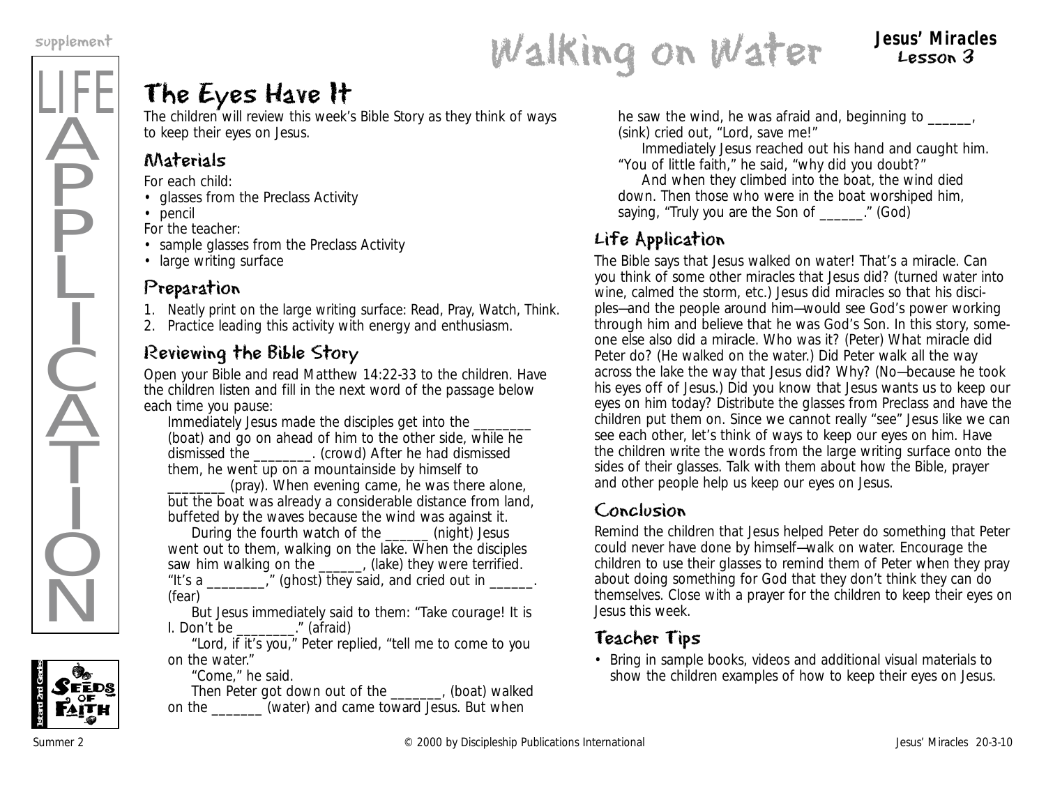# Walking on Water

## The Eyes Have It

The children will review this week's Bible Story as they think of ways to keep their eyes on Jesus.

### Materials

For each child:
- glasses from the Preclass Activity
- pencil

For the teacher:
- sample glasses from the Preclass Activity
- large writing surface

### Preparation

1. Neatly print on the large writing surface: Read, Pray, Watch, Think.
2. Practice leading this activity with energy and enthusiasm.

### Reviewing the Bible Story

Open your Bible and read Matthew 14:22-33 to the children. Have the children listen and fill in the next word of the passage below each time you pause:

Immediately Jesus made the disciples get into the ________ (boat) and go on ahead of him to the other side, while he dismissed the ________. (crowd) After he had dismissed them, he went up on a mountainside by himself to ________ (pray). When evening came, he was there alone, but the boat was already a considerable distance from land, buffeted by the waves because the wind was against it.

During the fourth watch of the ______ (night) Jesus went out to them, walking on the lake. When the disciples saw him walking on the ______, (lake) they were terrified. "It's a ________," (ghost) they said, and cried out in ______. (fear)

But Jesus immediately said to them: "Take courage! It is I. Don't be ________." (afraid)

"Lord, if it's you," Peter replied, "tell me to come to you on the water."

"Come," he said.

Then Peter got down out of the _______, (boat) walked on the _______ (water) and came toward Jesus. But when he saw the wind, he was afraid and, beginning to ______, (sink) cried out, "Lord, save me!"

Immediately Jesus reached out his hand and caught him. "You of little faith," he said, "why did you doubt?"

And when they climbed into the boat, the wind died down. Then those who were in the boat worshiped him, saying, "Truly you are the Son of ______." (God)

### Life Application

The Bible says that Jesus walked on water! That's a miracle. Can you think of some other miracles that Jesus did? (turned water into wine, calmed the storm, etc.) Jesus did miracles so that his disciples—and the people around him—would see God's power working through him and believe that he was God's Son. In this story, someone else also did a miracle. Who was it? (Peter) What miracle did Peter do? (He walked on the water.) Did Peter walk all the way across the lake the way that Jesus did? Why? (No—because he took his eyes off of Jesus.) Did you know that Jesus wants us to keep our eyes on him today? Distribute the glasses from Preclass and have the children put them on. Since we cannot really "see" Jesus like we can see each other, let's think of ways to keep our eyes on him. Have the children write the words from the large writing surface onto the sides of their glasses. Talk with them about how the Bible, prayer and other people help us keep our eyes on Jesus.

### Conclusion

Remind the children that Jesus helped Peter do something that Peter could never have done by himself—walk on water. Encourage the children to use their glasses to remind them of Peter when they pray about doing something for God that they don't think they can do themselves. Close with a prayer for the children to keep their eyes on Jesus this week.

### Teacher Tips

- Bring in sample books, videos and additional visual materials to show the children examples of how to keep their eyes on Jesus.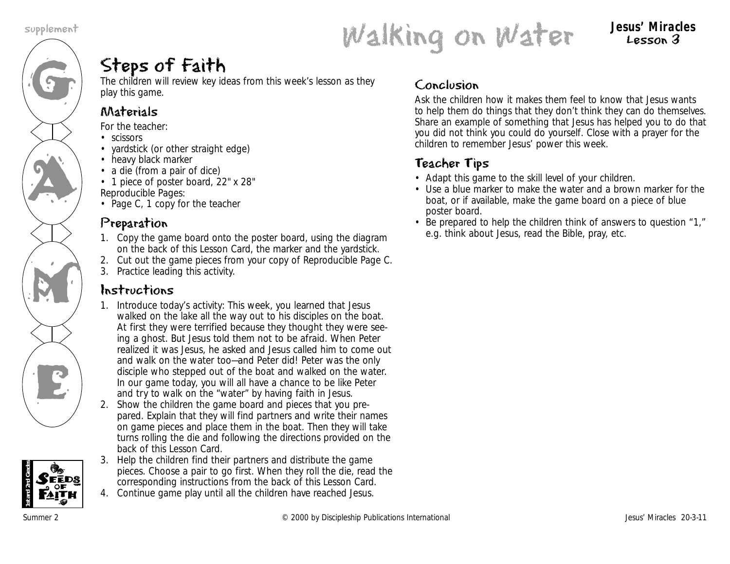# Walking on Water

## Steps of Faith

The children will review key ideas from this week's lesson as they play this game.

### Materials

For the teacher:

- scissors
- yardstick (or other straight edge)
- heavy black marker
- a die (from a pair of dice)
- 1 piece of poster board, 22" x 28"

Reproducible Pages:

- Page C, 1 copy for the teacher

### Preparation

1. Copy the game board onto the poster board, using the diagram on the back of this Lesson Card, the marker and the yardstick.
2. Cut out the game pieces from your copy of Reproducible Page C.
3. Practice leading this activity.

### Instructions

1. Introduce today's activity: This week, you learned that Jesus walked on the lake all the way out to his disciples on the boat. At first they were terrified because they thought they were seeing a ghost. But Jesus told them not to be afraid. When Peter realized it was Jesus, he asked and Jesus called him to come out and walk on the water too—and Peter did! Peter was the only disciple who stepped out of the boat and walked on the water. In our game today, you will all have a chance to be like Peter and try to walk on the "water" by having faith in Jesus.
2. Show the children the game board and pieces that you prepared. Explain that they will find partners and write their names on game pieces and place them in the boat. Then they will take turns rolling the die and following the directions provided on the back of this Lesson Card.
3. Help the children find their partners and distribute the game pieces. Choose a pair to go first. When they roll the die, read the corresponding instructions from the back of this Lesson Card.
4. Continue game play until all the children have reached Jesus.

### Conclusion

Ask the children how it makes them feel to know that Jesus wants to help them do things that they don't think they can do themselves. Share an example of something that Jesus has helped you to do that you did not think you could do yourself. Close with a prayer for the children to remember Jesus' power this week.

### Teacher Tips

- Adapt this game to the skill level of your children.
- Use a blue marker to make the water and a brown marker for the boat, or if available, make the game board on a piece of blue poster board.
- Be prepared to help the children think of answers to question "1," e.g. think about Jesus, read the Bible, pray, etc.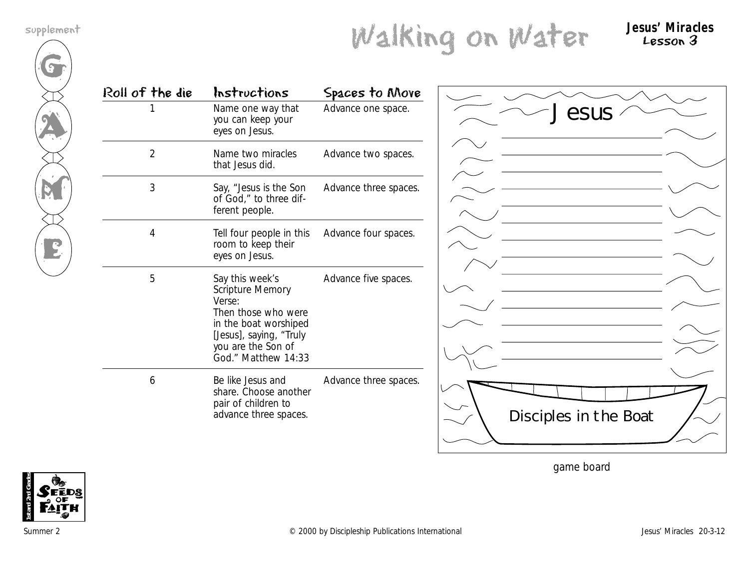supplement

GAME

# Walking on Water

**Jesus' Miracles**
**Lesson 3**

| Roll of the die | Instructions | Spaces to Move |
|---|---|---|
| 1 | Name one way that you can keep your eyes on Jesus. | Advance one space. |
| 2 | Name two miracles that Jesus did. | Advance two spaces. |
| 3 | Say, "Jesus is the Son of God," to three different people. | Advance three spaces. |
| 4 | Tell four people in this room to keep their eyes on Jesus. | Advance four spaces. |
| 5 | Say this week's Scripture Memory Verse: Then those who were in the boat worshiped [Jesus], saying, "Truly you are the Son of God." Matthew 14:33 | Advance five spaces. |
| 6 | Be like Jesus and share. Choose another pair of children to advance three spaces. | Advance three spaces. |

Jesus

Disciples in the Boat

game board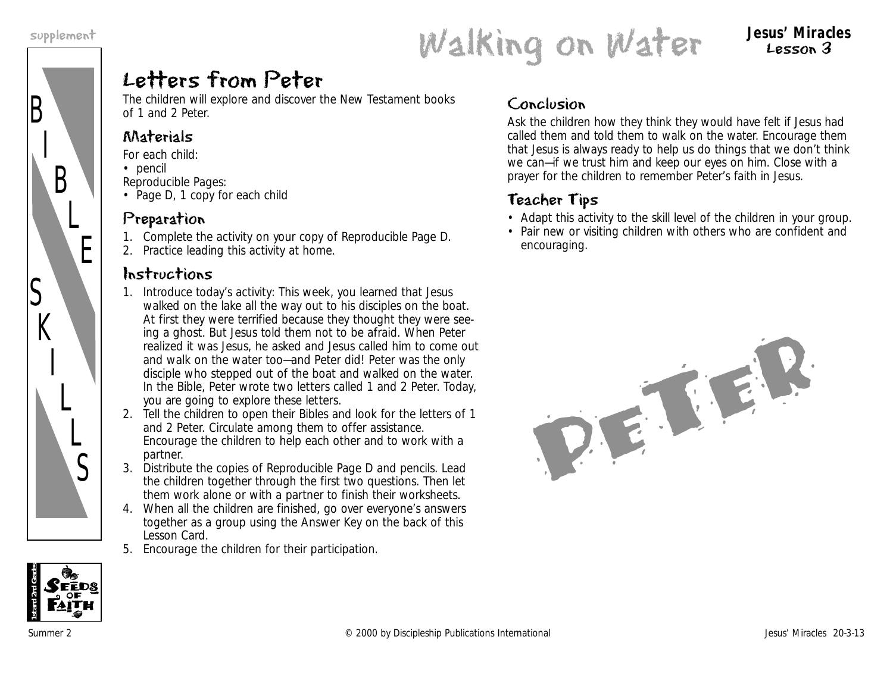# Walking on Water

**Jesus' Miracles**
**Lesson 3**

supplement

BIBLE SKILLS

## Letters from Peter

The children will explore and discover the New Testament books of 1 and 2 Peter.

### Materials

For each child:
- pencil

Reproducible Pages:
- Page D, 1 copy for each child

### Preparation

1. Complete the activity on your copy of Reproducible Page D.
2. Practice leading this activity at home.

### Instructions

1. Introduce today's activity: This week, you learned that Jesus walked on the lake all the way out to his disciples on the boat. At first they were terrified because they thought they were seeing a ghost. But Jesus told them not to be afraid. When Peter realized it was Jesus, he asked and Jesus called him to come out and walk on the water too—and Peter did! Peter was the only disciple who stepped out of the boat and walked on the water. In the Bible, Peter wrote two letters called 1 and 2 Peter. Today, you are going to explore these letters.
2. Tell the children to open their Bibles and look for the letters of 1 and 2 Peter. Circulate among them to offer assistance. Encourage the children to help each other and to work with a partner.
3. Distribute the copies of Reproducible Page D and pencils. Lead the children together through the first two questions. Then let them work alone or with a partner to finish their worksheets.
4. When all the children are finished, go over everyone's answers together as a group using the Answer Key on the back of this Lesson Card.
5. Encourage the children for their participation.

### Conclusion

Ask the children how they think they would have felt if Jesus had called them and told them to walk on the water. Encourage them that Jesus is always ready to help us do things that we don't think we can—if we trust him and keep our eyes on him. Close with a prayer for the children to remember Peter's faith in Jesus.

### Teacher Tips

- Adapt this activity to the skill level of the children in your group.
- Pair new or visiting children with others who are confident and encouraging.

PETER

Summer 2 © 2000 by Discipleship Publications International Jesus' Miracles 20-3-13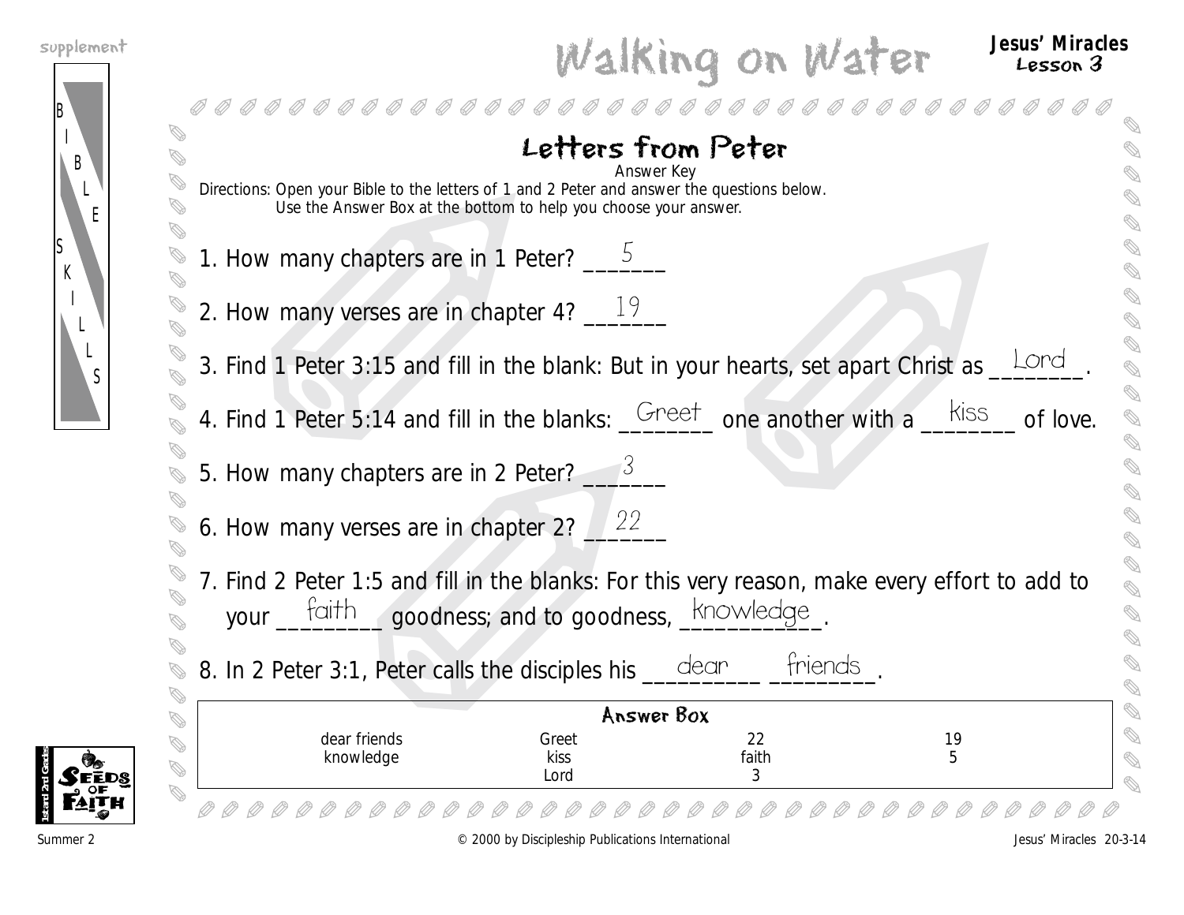# Walking on Water

**Jesus' Miracles**
**Lesson 3**

supplement

BIBLE SKILLS

## Letters from Peter

Answer Key

*Directions: Open your Bible to the letters of 1 and 2 Peter and answer the questions below. Use the Answer Box at the bottom to help you choose your answer.*

1. How many chapters are in 1 Peter? ___5___
2. How many verses are in chapter 4? ___19___
3. Find 1 Peter 3:15 and fill in the blank: But in your hearts, set apart Christ as ___Lord___.
4. Find 1 Peter 5:14 and fill in the blanks: ___Greet___ one another with a ___kiss___ of love.
5. How many chapters are in 2 Peter? ___3___
6. How many verses are in chapter 2? ___22___
7. Find 2 Peter 1:5 and fill in the blanks: For this very reason, make every effort to add to your ___faith___ goodness; and to goodness, ___knowledge___.
8. In 2 Peter 3:1, Peter calls the disciples his ___dear___ ___friends___.

**Answer Box**

| | | | |
|---|---|---|---|
| dear friends | Greet | 22 | 19 |
| knowledge | kiss | faith | 5 |
| | Lord | 3 | |

1st and 2nd Grade — Seeds of Faith

Summer 2 © 2000 by Discipleship Publications International Jesus' Miracles 20-3-14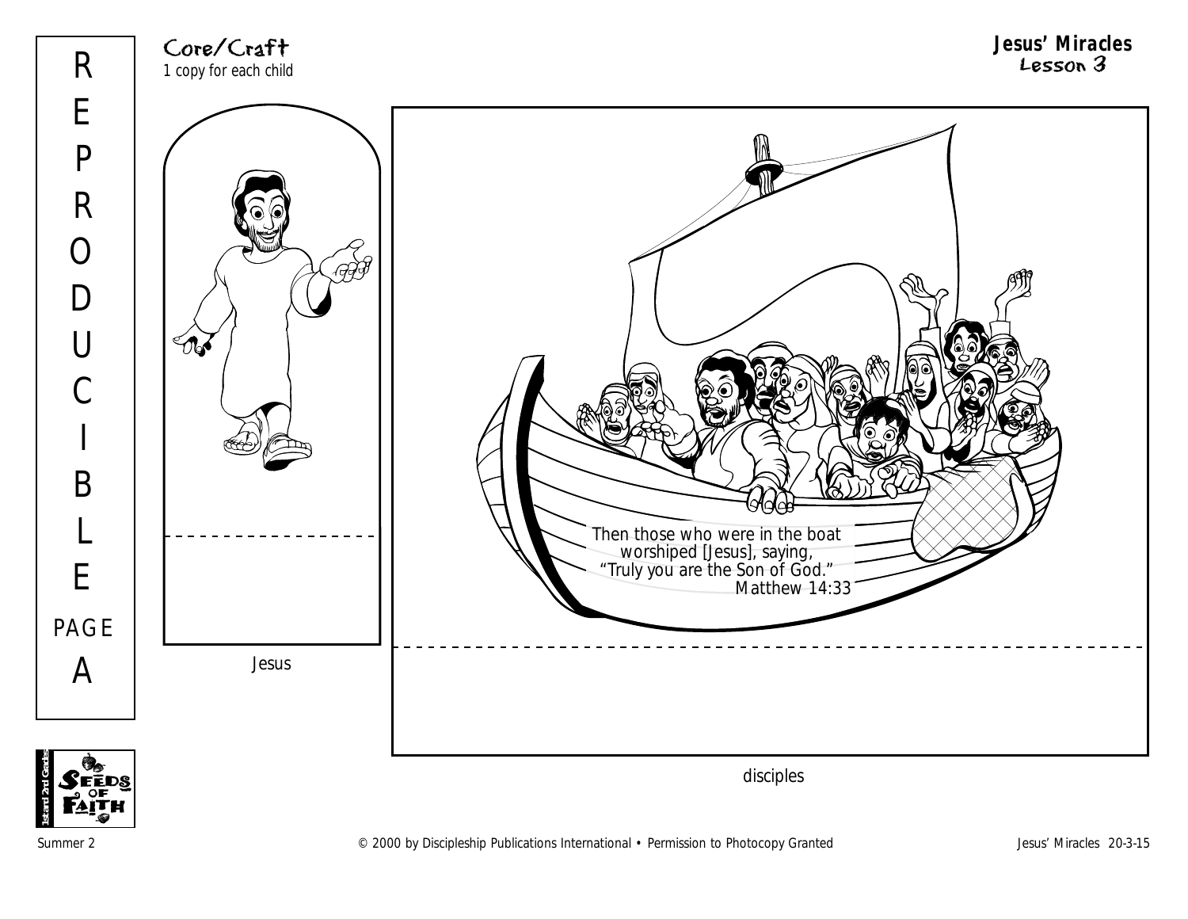REPRODUCIBLE PAGE A

## Core/Craft

*1 copy for each child*

**Jesus' Miracles**
**Lesson 3**

Then those who were in the boat worshiped [Jesus], saying, "Truly you are the Son of God."
Matthew 14:33

Jesus

disciples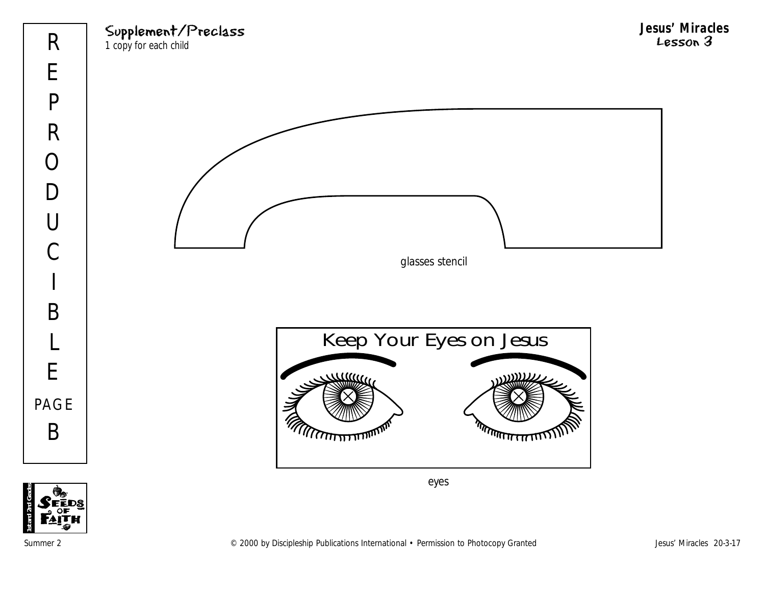# REPRODUCIBLE PAGE B

**Supplement/Preclass**
*1 copy for each child*

**Jesus' Miracles**
**Lesson 3**

glasses stencil

Keep Your Eyes on Jesus

eyes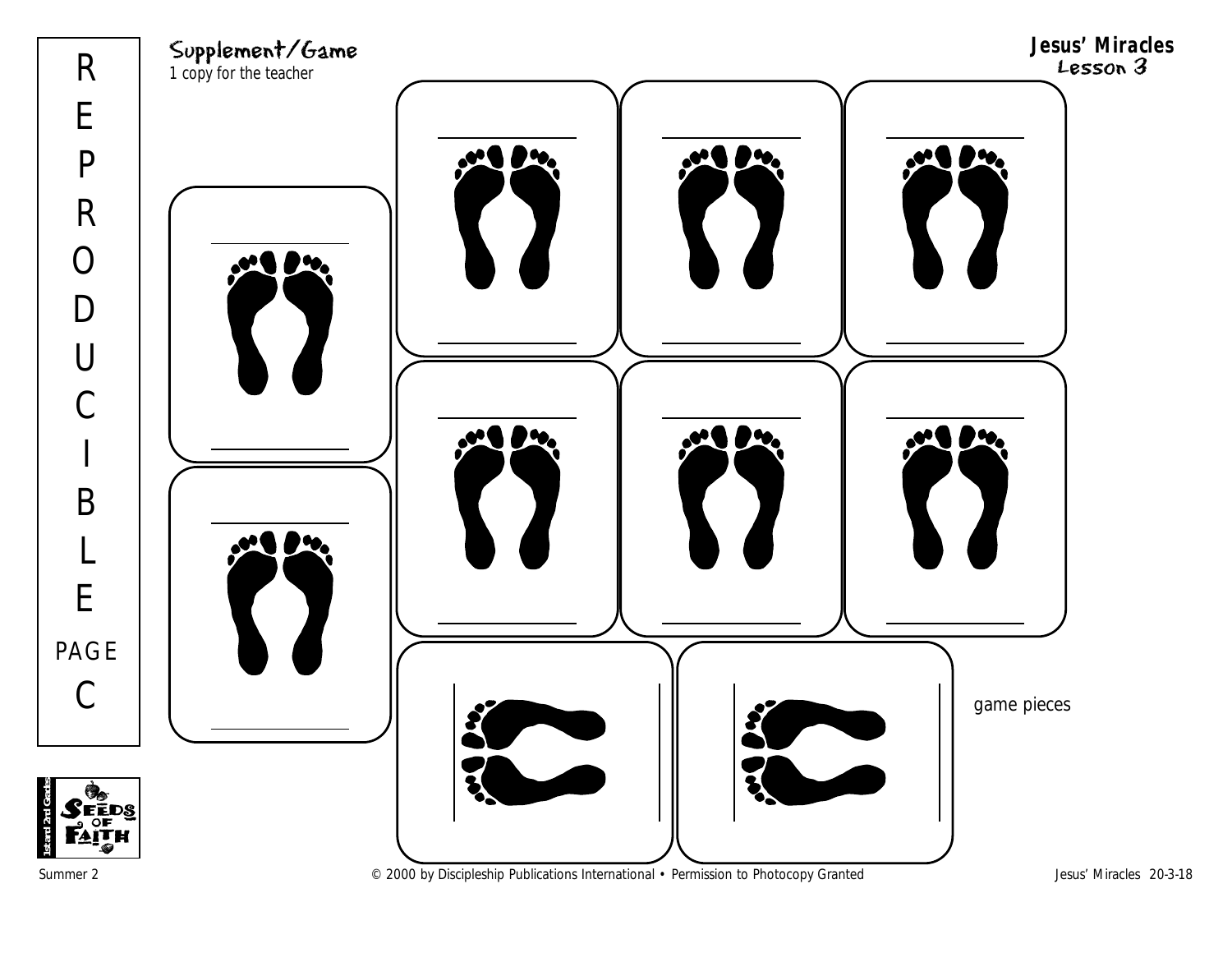REPRODUCIBLE PAGE C

Supplement/Game
1 copy for the teacher

Jesus' Miracles
Lesson 3

game pieces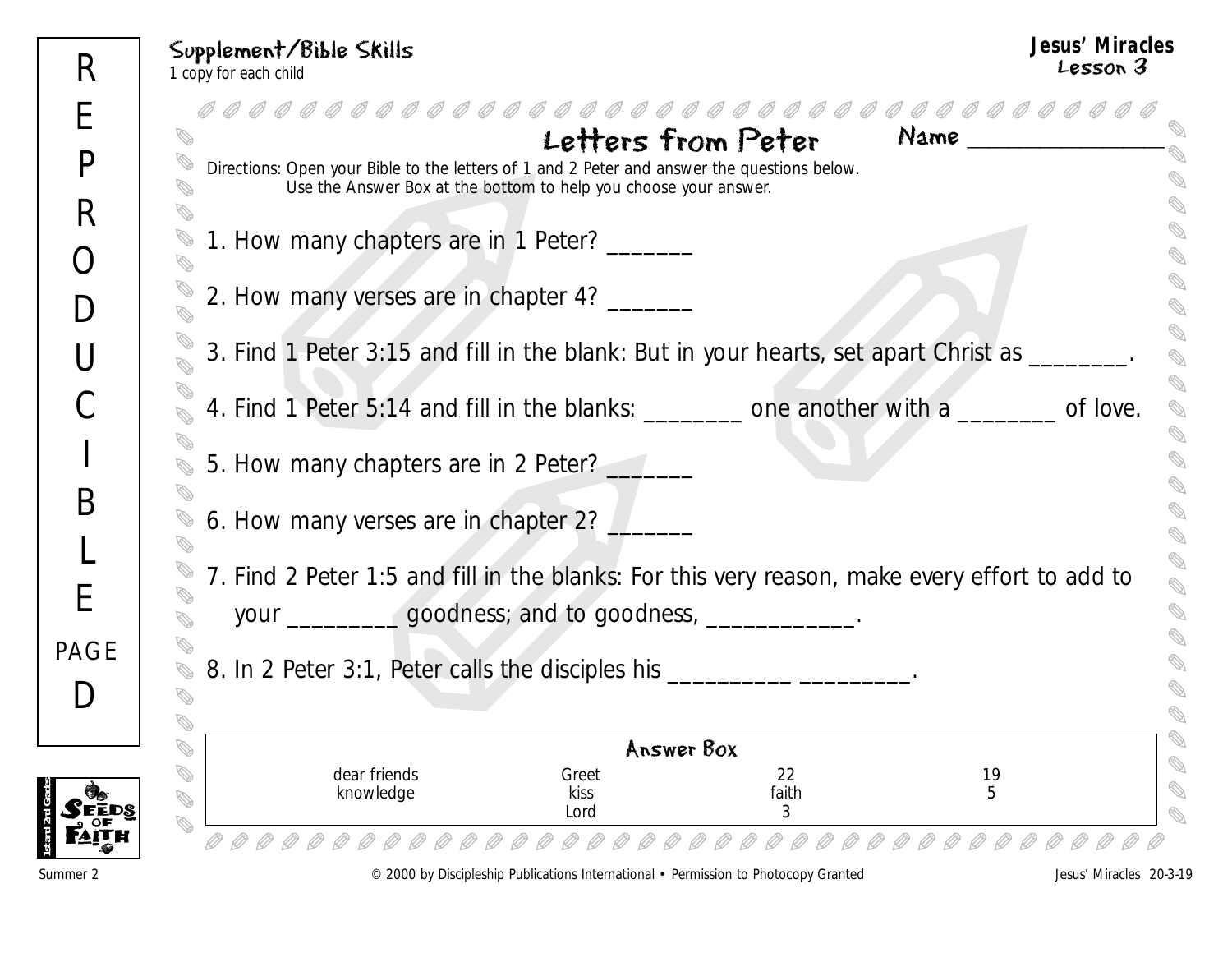Supplement/Bible Skills
1 copy for each child

**Jesus' Miracles**
Lesson 3

REPRODUCIBLE PAGE D

## Letters from Peter

Name ________________

Directions: Open your Bible to the letters of 1 and 2 Peter and answer the questions below. Use the Answer Box at the bottom to help you choose your answer.

1. How many chapters are in 1 Peter? _______

2. How many verses are in chapter 4? _______

3. Find 1 Peter 3:15 and fill in the blank: But in your hearts, set apart Christ as ________.

4. Find 1 Peter 5:14 and fill in the blanks: ________ one another with a ________ of love.

5. How many chapters are in 2 Peter? _______

6. How many verses are in chapter 2? _______

7. Find 2 Peter 1:5 and fill in the blanks: For this very reason, make every effort to add to your _________ goodness; and to goodness, ____________.

8. In 2 Peter 3:1, Peter calls the disciples his __________ _________.

**Answer Box**

| | | | |
|---|---|---|---|
| dear friends | Greet | 22 | 19 |
| knowledge | kiss | faith | 5 |
| | Lord | 3 | |

Summer 2 © 2000 by Discipleship Publications International • Permission to Photocopy Granted Jesus' Miracles 20-3-19